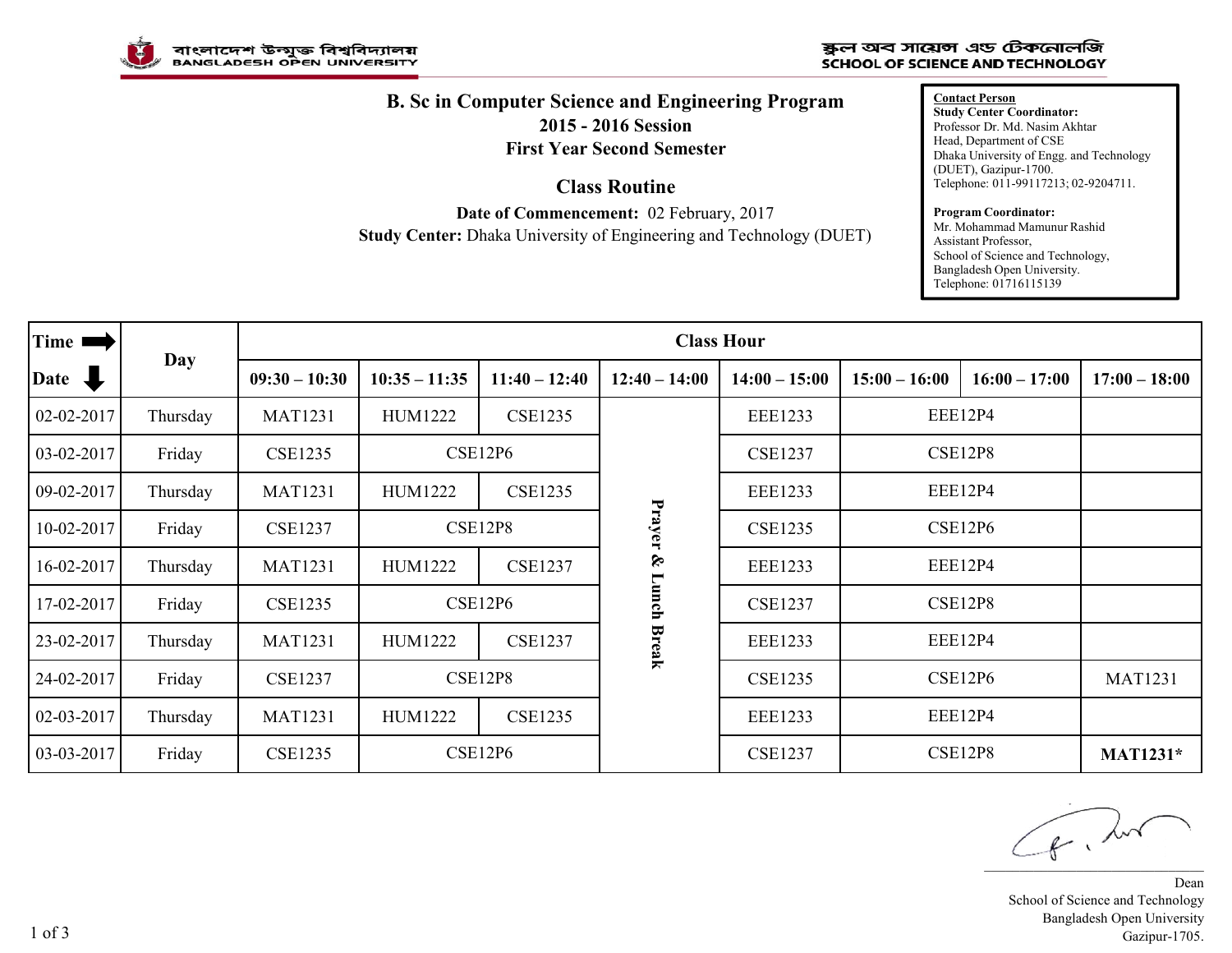বাংলাদেশ উন্মুক্ত বিশ্ববিদ্যালয়
BANGLADESH OPEN UNIVERSITY

স্কুল অব সায়েন্স এন্ড টেকনোলজি
SCHOOL OF SCIENCE AND TECHNOLOGY

# B. Sc in Computer Science and Engineering Program

## 2015 - 2016 Session

## First Year Second Semester

## Class Routine

**Date of Commencement:** 02 February, 2017

**Study Center:** Dhaka University of Engineering and Technology (DUET)

**Contact Person**

**Study Center Coordinator:**
Professor Dr. Md. Nasim Akhtar
Head, Department of CSE
Dhaka University of Engg. and Technology (DUET), Gazipur-1700.
Telephone: 011-99117213; 02-9204711.

**Program Coordinator:**
Mr. Mohammad Mamunur Rashid
Assistant Professor,
School of Science and Technology,
Bangladesh Open University.
Telephone: 01716115139

| Time → / Date ↓ | Day | Class Hour | | | | | | | |
|---|---|---|---|---|---|---|---|---|---|
| | | 09:30 – 10:30 | 10:35 – 11:35 | 11:40 – 12:40 | 12:40 – 14:00 | 14:00 – 15:00 | 15:00 – 16:00 | 16:00 – 17:00 | 17:00 – 18:00 |
| 02-02-2017 | Thursday | MAT1231 | HUM1222 | CSE1235 | Prayer & Lunch Break | EEE1233 | EEE12P4 | | |
| 03-02-2017 | Friday | CSE1235 | CSE12P6 | | | CSE1237 | CSE12P8 | | |
| 09-02-2017 | Thursday | MAT1231 | HUM1222 | CSE1235 | | EEE1233 | EEE12P4 | | |
| 10-02-2017 | Friday | CSE1237 | CSE12P8 | | | CSE1235 | CSE12P6 | | |
| 16-02-2017 | Thursday | MAT1231 | HUM1222 | CSE1237 | | EEE1233 | EEE12P4 | | |
| 17-02-2017 | Friday | CSE1235 | CSE12P6 | | | CSE1237 | CSE12P8 | | |
| 23-02-2017 | Thursday | MAT1231 | HUM1222 | CSE1237 | | EEE1233 | EEE12P4 | | |
| 24-02-2017 | Friday | CSE1237 | CSE12P8 | | | CSE1235 | CSE12P6 | | MAT1231 |
| 02-03-2017 | Thursday | MAT1231 | HUM1222 | CSE1235 | | EEE1233 | EEE12P4 | | |
| 03-03-2017 | Friday | CSE1235 | CSE12P6 | | | CSE1237 | CSE12P8 | | **MAT1231*** |

Dean
School of Science and Technology
Bangladesh Open University
Gazipur-1705.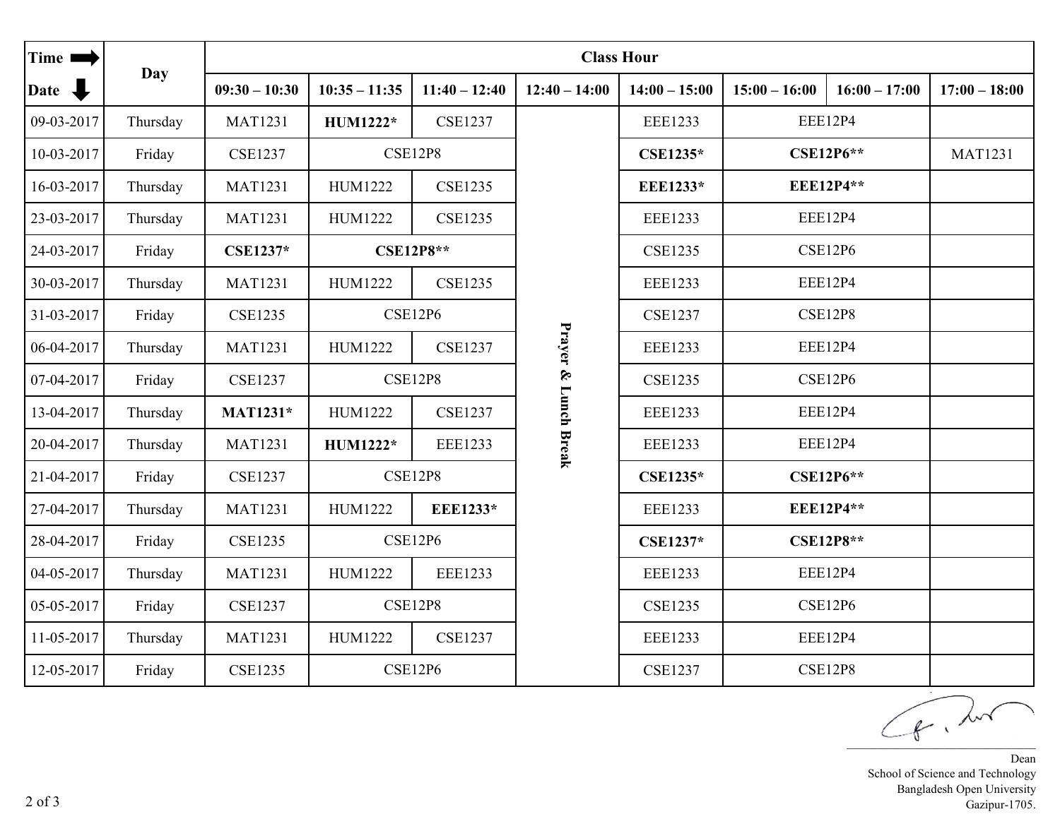| Time ➡ / Date ⬇ | Day | Class Hour | | | | | | | |
|---|---|---|---|---|---|---|---|---|---|
| | | 09:30 – 10:30 | 10:35 – 11:35 | 11:40 – 12:40 | 12:40 – 14:00 | 14:00 – 15:00 | 15:00 – 16:00 | 16:00 – 17:00 | 17:00 – 18:00 |
| 09-03-2017 | Thursday | MAT1231 | **HUM1222*** | CSE1237 | Prayer & Lunch Break | EEE1233 | EEE12P4 | | |
| 10-03-2017 | Friday | CSE1237 | CSE12P8 | | | **CSE1235*** | **CSE12P6**** | | MAT1231 |
| 16-03-2017 | Thursday | MAT1231 | HUM1222 | CSE1235 | | **EEE1233*** | **EEE12P4**** | | |
| 23-03-2017 | Thursday | MAT1231 | HUM1222 | CSE1235 | | EEE1233 | EEE12P4 | | |
| 24-03-2017 | Friday | **CSE1237*** | **CSE12P8**** | | | CSE1235 | CSE12P6 | | |
| 30-03-2017 | Thursday | MAT1231 | HUM1222 | CSE1235 | | EEE1233 | EEE12P4 | | |
| 31-03-2017 | Friday | CSE1235 | CSE12P6 | | | CSE1237 | CSE12P8 | | |
| 06-04-2017 | Thursday | MAT1231 | HUM1222 | CSE1237 | | EEE1233 | EEE12P4 | | |
| 07-04-2017 | Friday | CSE1237 | CSE12P8 | | | CSE1235 | CSE12P6 | | |
| 13-04-2017 | Thursday | **MAT1231*** | HUM1222 | CSE1237 | | EEE1233 | EEE12P4 | | |
| 20-04-2017 | Thursday | MAT1231 | **HUM1222*** | EEE1233 | | EEE1233 | EEE12P4 | | |
| 21-04-2017 | Friday | CSE1237 | CSE12P8 | | | **CSE1235*** | **CSE12P6**** | | |
| 27-04-2017 | Thursday | MAT1231 | HUM1222 | **EEE1233*** | | EEE1233 | **EEE12P4**** | | |
| 28-04-2017 | Friday | CSE1235 | CSE12P6 | | | **CSE1237*** | **CSE12P8**** | | |
| 04-05-2017 | Thursday | MAT1231 | HUM1222 | EEE1233 | | EEE1233 | EEE12P4 | | |
| 05-05-2017 | Friday | CSE1237 | CSE12P8 | | | CSE1235 | CSE12P6 | | |
| 11-05-2017 | Thursday | MAT1231 | HUM1222 | CSE1237 | | EEE1233 | EEE12P4 | | |
| 12-05-2017 | Friday | CSE1235 | CSE12P6 | | | CSE1237 | CSE12P8 | | |

Dean
School of Science and Technology
Bangladesh Open University
Gazipur-1705.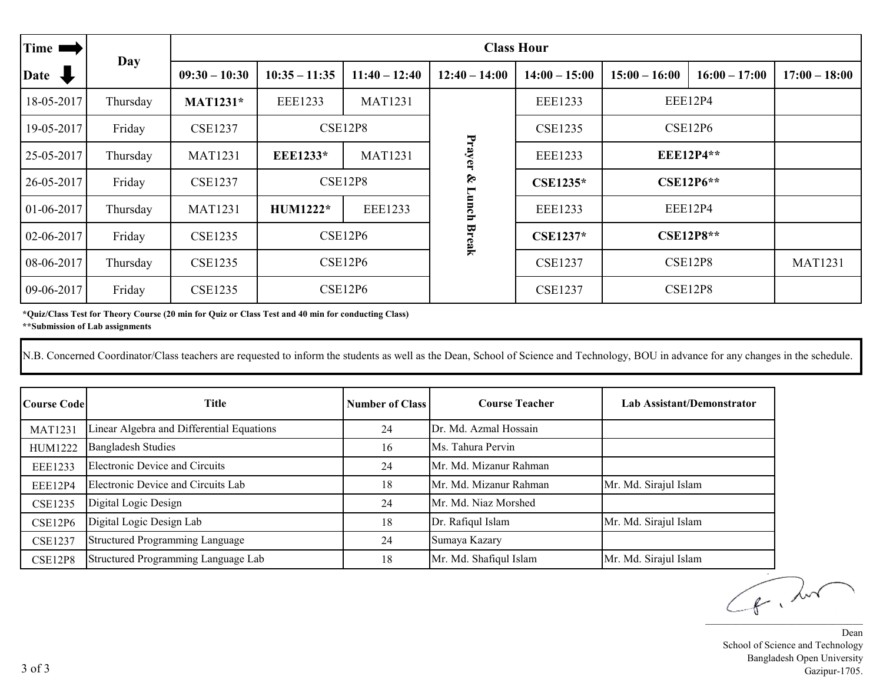| Time ➡ / Date ⬇ | Day | Class Hour | | | | | | | |
|---|---|---|---|---|---|---|---|---|---|
| | | 09:30 – 10:30 | 10:35 – 11:35 | 11:40 – 12:40 | 12:40 – 14:00 | 14:00 – 15:00 | 15:00 – 16:00 | 16:00 – 17:00 | 17:00 – 18:00 |
| 18-05-2017 | Thursday | **MAT1231*** | EEE1233 | MAT1231 | Prayer & Lunch Break | EEE1233 | EEE12P4 | | |
| 19-05-2017 | Friday | CSE1237 | CSE12P8 | | | CSE1235 | CSE12P6 | | |
| 25-05-2017 | Thursday | MAT1231 | **EEE1233*** | MAT1231 | | EEE1233 | **EEE12P4**** | | |
| 26-05-2017 | Friday | CSE1237 | CSE12P8 | | | **CSE1235*** | **CSE12P6**** | | |
| 01-06-2017 | Thursday | MAT1231 | **HUM1222*** | EEE1233 | | EEE1233 | EEE12P4 | | |
| 02-06-2017 | Friday | CSE1235 | CSE12P6 | | | **CSE1237*** | **CSE12P8**** | | |
| 08-06-2017 | Thursday | CSE1235 | CSE12P6 | | | CSE1237 | CSE12P8 | | MAT1231 |
| 09-06-2017 | Friday | CSE1235 | CSE12P6 | | | CSE1237 | CSE12P8 | | |

***Quiz/Class Test for Theory Course (20 min for Quiz or Class Test and 40 min for conducting Class)**

****Submission of Lab assignments**

N.B. Concerned Coordinator/Class teachers are requested to inform the students as well as the Dean, School of Science and Technology, BOU in advance for any changes in the schedule.

| Course Code | Title | Number of Class | Course Teacher | Lab Assistant/Demonstrator |
|---|---|---|---|---|
| MAT1231 | Linear Algebra and Differential Equations | 24 | Dr. Md. Azmal Hossain | |
| HUM1222 | Bangladesh Studies | 16 | Ms. Tahura Pervin | |
| EEE1233 | Electronic Device and Circuits | 24 | Mr. Md. Mizanur Rahman | |
| EEE12P4 | Electronic Device and Circuits Lab | 18 | Mr. Md. Mizanur Rahman | Mr. Md. Sirajul Islam |
| CSE1235 | Digital Logic Design | 24 | Mr. Md. Niaz Morshed | |
| CSE12P6 | Digital Logic Design Lab | 18 | Dr. Rafiqul Islam | Mr. Md. Sirajul Islam |
| CSE1237 | Structured Programming Language | 24 | Sumaya Kazary | |
| CSE12P8 | Structured Programming Language Lab | 18 | Mr. Md. Shafiqul Islam | Mr. Md. Sirajul Islam |

Dean
School of Science and Technology
Bangladesh Open University
Gazipur-1705.